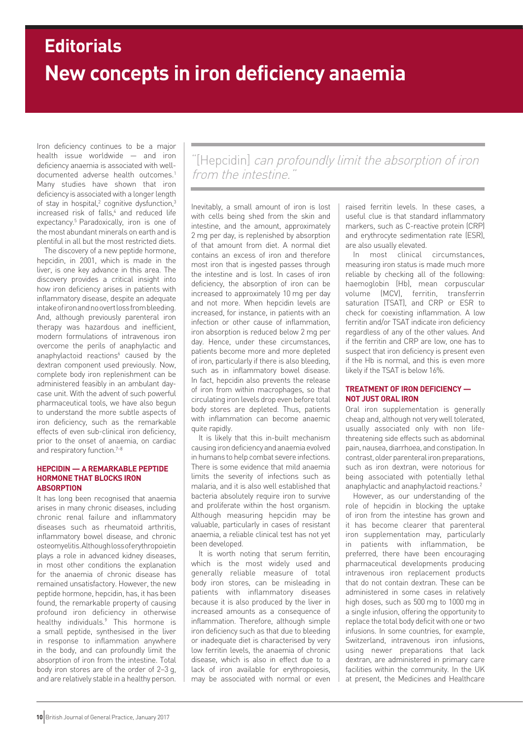# Editorials

# New concepts in iron deficiency anaemia

Iron deficiency continues to be a major health issue worldwide — and iron deficiency anaemia is associated with well-documented adverse health outcomes.[1] Many studies have shown that iron deficiency is associated with a longer length of stay in hospital,[2] cognitive dysfunction,[3] increased risk of falls,[4] and reduced life expectancy.[5] Paradoxically, iron is one of the most abundant minerals on earth and is plentiful in all but the most restricted diets.

The discovery of a new peptide hormone, hepcidin, in 2001, which is made in the liver, is one key advance in this area. The discovery provides a critical insight into how iron deficiency arises in patients with inflammatory disease, despite an adequate intake of iron and no overt loss from bleeding. And, although previously parenteral iron therapy was hazardous and inefficient, modern formulations of intravenous iron overcome the perils of anaphylactic and anaphylactoid reactions[6] caused by the dextran component used previously. Now, complete body iron replenishment can be administered feasibly in an ambulant day-case unit. With the advent of such powerful pharmaceutical tools, we have also begun to understand the more subtle aspects of iron deficiency, such as the remarkable effects of even sub-clinical iron deficiency, prior to the onset of anaemia, on cardiac and respiratory function.[7–8]

### HEPCIDIN — A REMARKABLE PEPTIDE HORMONE THAT BLOCKS IRON ABSORPTION

It has long been recognised that anaemia arises in many chronic diseases, including chronic renal failure and inflammatory diseases such as rheumatoid arthritis, inflammatory bowel disease, and chronic osteomyelitis. Although loss of erythropoietin plays a role in advanced kidney diseases, in most other conditions the explanation for the anaemia of chronic disease has remained unsatisfactory. However, the new peptide hormone, hepcidin, has, it has been found, the remarkable property of causing profound iron deficiency in otherwise healthy individuals.[9] This hormone is a small peptide, synthesised in the liver in response to inflammation anywhere in the body, and can profoundly limit the absorption of iron from the intestine. Total body iron stores are of the order of 2–3 g, and are relatively stable in a healthy person.

> "[Hepcidin] *can profoundly limit the absorption of iron from the intestine.*"

Inevitably, a small amount of iron is lost with cells being shed from the skin and intestine, and the amount, approximately 2 mg per day, is replenished by absorption of that amount from diet. A normal diet contains an excess of iron and therefore most iron that is ingested passes through the intestine and is lost. In cases of iron deficiency, the absorption of iron can be increased to approximately 10 mg per day and not more. When hepcidin levels are increased, for instance, in patients with an infection or other cause of inflammation, iron absorption is reduced below 2 mg per day. Hence, under these circumstances, patients become more and more depleted of iron, particularly if there is also bleeding, such as in inflammatory bowel disease. In fact, hepcidin also prevents the release of iron from within macrophages, so that circulating iron levels drop even before total body stores are depleted. Thus, patients with inflammation can become anaemic quite rapidly.

It is likely that this in-built mechanism causing iron deficiency and anaemia evolved in humans to help combat severe infections. There is some evidence that mild anaemia limits the severity of infections such as malaria, and it is also well established that bacteria absolutely require iron to survive and proliferate within the host organism. Although measuring hepcidin may be valuable, particularly in cases of resistant anaemia, a reliable clinical test has not yet been developed.

It is worth noting that serum ferritin, which is the most widely used and generally reliable measure of total body iron stores, can be misleading in patients with inflammatory diseases because it is also produced by the liver in increased amounts as a consequence of inflammation. Therefore, although simple iron deficiency such as that due to bleeding or inadequate diet is characterised by very low ferritin levels, the anaemia of chronic disease, which is also in effect due to a lack of iron available for erythropoiesis, may be associated with normal or even raised ferritin levels. In these cases, a useful clue is that standard inflammatory markers, such as C-reactive protein (CRP) and erythrocyte sedimentation rate (ESR), are also usually elevated.

In most clinical circumstances, measuring iron status is made much more reliable by checking all of the following: haemoglobin (Hb), mean corpuscular volume (MCV), ferritin, transferrin saturation (TSAT), and CRP or ESR to check for coexisting inflammation. A low ferritin and/or TSAT indicate iron deficiency regardless of any of the other values. And if the ferritin and CRP are low, one has to suspect that iron deficiency is present even if the Hb is normal, and this is even more likely if the TSAT is below 16%.

### TREATMENT OF IRON DEFICIENCY — NOT JUST ORAL IRON

Oral iron supplementation is generally cheap and, although not very well tolerated, usually associated only with non life-threatening side effects such as abdominal pain, nausea, diarrhoea, and constipation. In contrast, older parenteral iron preparations, such as iron dextran, were notorious for being associated with potentially lethal anaphylactic and anaphylactoid reactions.[2]

However, as our understanding of the role of hepcidin in blocking the uptake of iron from the intestine has grown and it has become clearer that parenteral iron supplementation may, particularly in patients with inflammation, be preferred, there have been encouraging pharmaceutical developments producing intravenous iron replacement products that do not contain dextran. These can be administered in some cases in relatively high doses, such as 500 mg to 1000 mg in a single infusion, offering the opportunity to replace the total body deficit with one or two infusions. In some countries, for example, Switzerland, intravenous iron infusions, using newer preparations that lack dextran, are administered in primary care facilities within the community. In the UK at present, the Medicines and Healthcare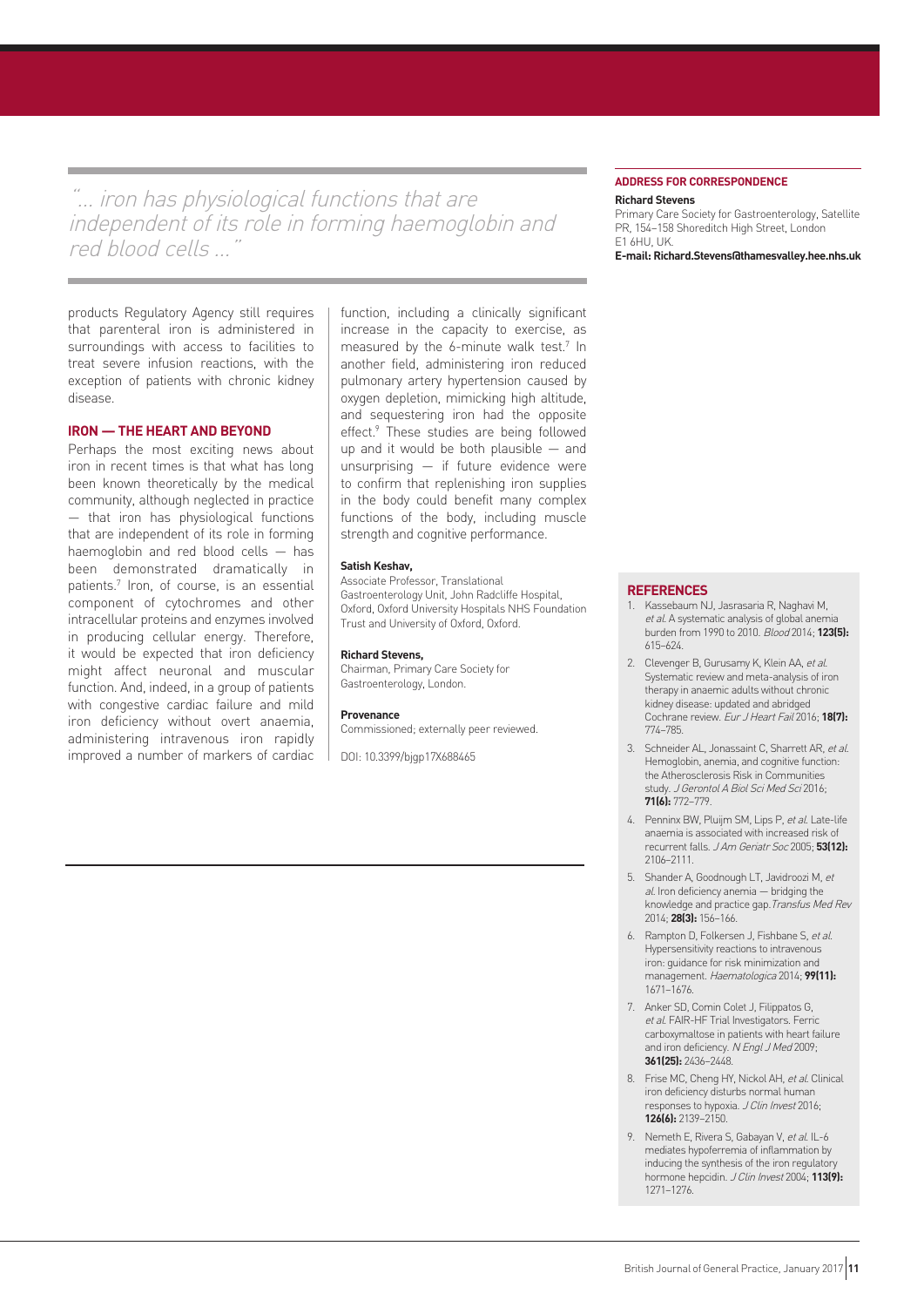products Regulatory Agency still requires that parenteral iron is administered in surroundings with access to facilities to treat severe infusion reactions, with the exception of patients with chronic kidney disease.

## IRON — THE HEART AND BEYOND

Perhaps the most exciting news about iron in recent times is that what has long been known theoretically by the medical community, although neglected in practice — that iron has physiological functions that are independent of its role in forming haemoglobin and red blood cells — has been demonstrated dramatically in patients.[7] Iron, of course, is an essential component of cytochromes and other intracellular proteins and enzymes involved in producing cellular energy. Therefore, it would be expected that iron deficiency might affect neuronal and muscular function. And, indeed, in a group of patients with congestive cardiac failure and mild iron deficiency without overt anaemia, administering intravenous iron rapidly improved a number of markers of cardiac function, including a clinically significant increase in the capacity to exercise, as measured by the 6-minute walk test.[7] In another field, administering iron reduced pulmonary artery hypertension caused by oxygen depletion, mimicking high altitude, and sequestering iron had the opposite effect.[9] These studies are being followed up and it would be both plausible — and unsurprising — if future evidence were to confirm that replenishing iron supplies in the body could benefit many complex functions of the body, including muscle strength and cognitive performance.

> "... iron has physiological functions that are independent of its role in forming haemoglobin and red blood cells ..."

**Satish Keshav,**
Associate Professor, Translational Gastroenterology Unit, John Radcliffe Hospital, Oxford, Oxford University Hospitals NHS Foundation Trust and University of Oxford, Oxford.

**Richard Stevens,**
Chairman, Primary Care Society for Gastroenterology, London.

**Provenance**
Commissioned; externally peer reviewed.

DOI: 10.3399/bjgp17X688465

### ADDRESS FOR CORRESPONDENCE

**Richard Stevens**
Primary Care Society for Gastroenterology, Satellite PR, 154–158 Shoreditch High Street, London E1 6HU, UK.

**E-mail: Richard.Stevens@thamesvalley.hee.nhs.uk**

## REFERENCES

1. Kassebaum NJ, Jasrasaria R, Naghavi M, *et al.* A systematic analysis of global anemia burden from 1990 to 2010. *Blood* 2014; **123(5):** 615–624.
2. Clevenger B, Gurusamy K, Klein AA, *et al.* Systematic review and meta-analysis of iron therapy in anaemic adults without chronic kidney disease: updated and abridged Cochrane review. *Eur J Heart Fail* 2016; **18(7):** 774–785.
3. Schneider AL, Jonassaint C, Sharrett AR, *et al.* Hemoglobin, anemia, and cognitive function: the Atherosclerosis Risk in Communities study. *J Gerontol A Biol Sci Med Sci* 2016; **71(6):** 772–779.
4. Penninx BW, Pluijm SM, Lips P, *et al.* Late-life anaemia is associated with increased risk of recurrent falls. *J Am Geriatr Soc* 2005; **53(12):** 2106–2111.
5. Shander A, Goodnough LT, Javidroozi M, *et al.* Iron deficiency anemia — bridging the knowledge and practice gap. *Transfus Med Rev* 2014; **28(3):** 156–166.
6. Rampton D, Folkersen J, Fishbane S, *et al.* Hypersensitivity reactions to intravenous iron: guidance for risk minimization and management. *Haematologica* 2014; **99(11):** 1671–1676.
7. Anker SD, Comin Colet J, Filippatos G, *et al.* FAIR-HF Trial Investigators. Ferric carboxymaltose in patients with heart failure and iron deficiency. *N Engl J Med* 2009; **361(25):** 2436–2448.
8. Frise MC, Cheng HY, Nickol AH, *et al.* Clinical iron deficiency disturbs normal human responses to hypoxia. *J Clin Invest* 2016; **126(6):** 2139–2150.
9. Nemeth E, Rivera S, Gabayan V, *et al.* IL-6 mediates hypoferremia of inflammation by inducing the synthesis of the iron regulatory hormone hepcidin. *J Clin Invest* 2004; **113(9):** 1271–1276.